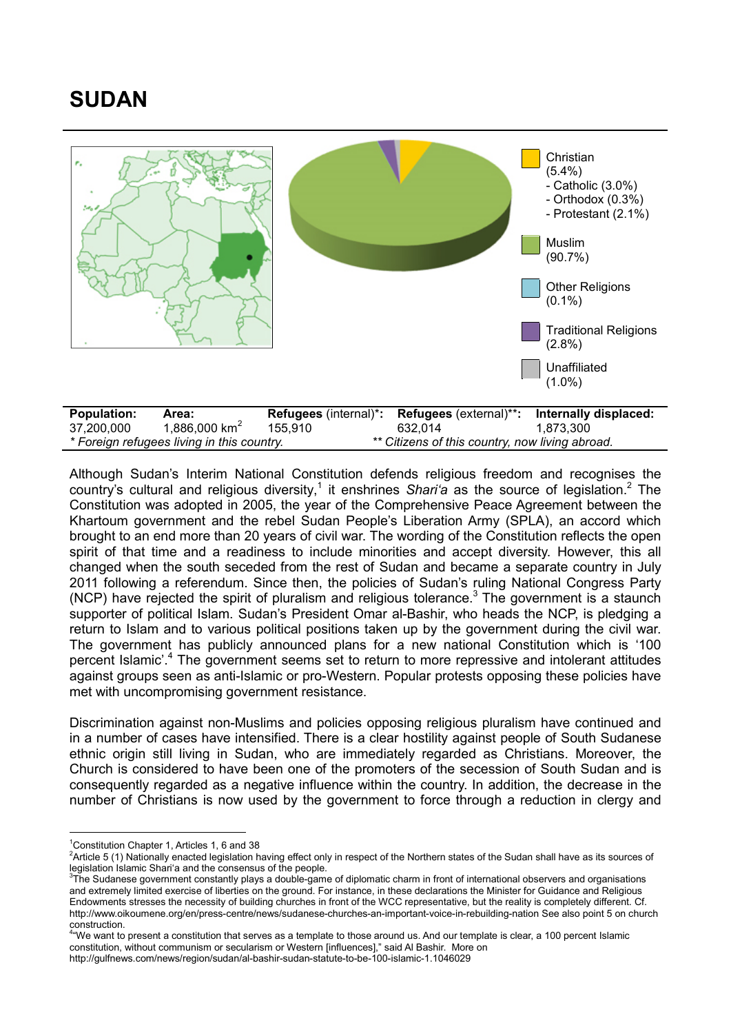# SUDAN

Christian (5.4%)
- Catholic (3.0%)
- Orthodox (0.3%)
- Protestant (2.1%)

Muslim (90.7%)

Other Religions (0.1%)

Traditional Religions (2.8%)

Unaffiliated (1.0%)

| Population: | Area: | Refugees (internal)*: | Refugees (external)**: | Internally displaced: |
|---|---|---|---|---|
| 37,200,000 | 1,886,000 km$^2$ | 155,910 | 632,014 | 1,873,300 |

*\* Foreign refugees living in this country.* *\*\* Citizens of this country, now living abroad.*

Although Sudan's Interim National Constitution defends religious freedom and recognises the country's cultural and religious diversity,[1] it enshrines *Shari'a* as the source of legislation.[2] The Constitution was adopted in 2005, the year of the Comprehensive Peace Agreement between the Khartoum government and the rebel Sudan People's Liberation Army (SPLA), an accord which brought to an end more than 20 years of civil war. The wording of the Constitution reflects the open spirit of that time and a readiness to include minorities and accept diversity. However, this all changed when the south seceded from the rest of Sudan and became a separate country in July 2011 following a referendum. Since then, the policies of Sudan's ruling National Congress Party (NCP) have rejected the spirit of pluralism and religious tolerance.[3] The government is a staunch supporter of political Islam. Sudan's President Omar al-Bashir, who heads the NCP, is pledging a return to Islam and to various political positions taken up by the government during the civil war. The government has publicly announced plans for a new national Constitution which is '100 percent Islamic'.[4] The government seems set to return to more repressive and intolerant attitudes against groups seen as anti-Islamic or pro-Western. Popular protests opposing these policies have met with uncompromising government resistance.

Discrimination against non-Muslims and policies opposing religious pluralism have continued and in a number of cases have intensified. There is a clear hostility against people of South Sudanese ethnic origin still living in Sudan, who are immediately regarded as Christians. Moreover, the Church is considered to have been one of the promoters of the secession of South Sudan and is consequently regarded as a negative influence within the country. In addition, the decrease in the number of Christians is now used by the government to force through a reduction in clergy and

---

[1]Constitution Chapter 1, Articles 1, 6 and 38

[2]Article 5 (1) Nationally enacted legislation having effect only in respect of the Northern states of the Sudan shall have as its sources of legislation Islamic Shari'a and the consensus of the people.

[3]The Sudanese government constantly plays a double-game of diplomatic charm in front of international observers and organisations and extremely limited exercise of liberties on the ground. For instance, in these declarations the Minister for Guidance and Religious Endowments stresses the necessity of building churches in front of the WCC representative, but the reality is completely different. Cf. http://www.oikoumene.org/en/press-centre/news/sudanese-churches-an-important-voice-in-rebuilding-nation See also point 5 on church construction.

[4]"We want to present a constitution that serves as a template to those around us. And our template is clear, a 100 percent Islamic constitution, without communism or secularism or Western [influences]," said Al Bashir. More on http://gulfnews.com/news/region/sudan/al-bashir-sudan-statute-to-be-100-islamic-1.1046029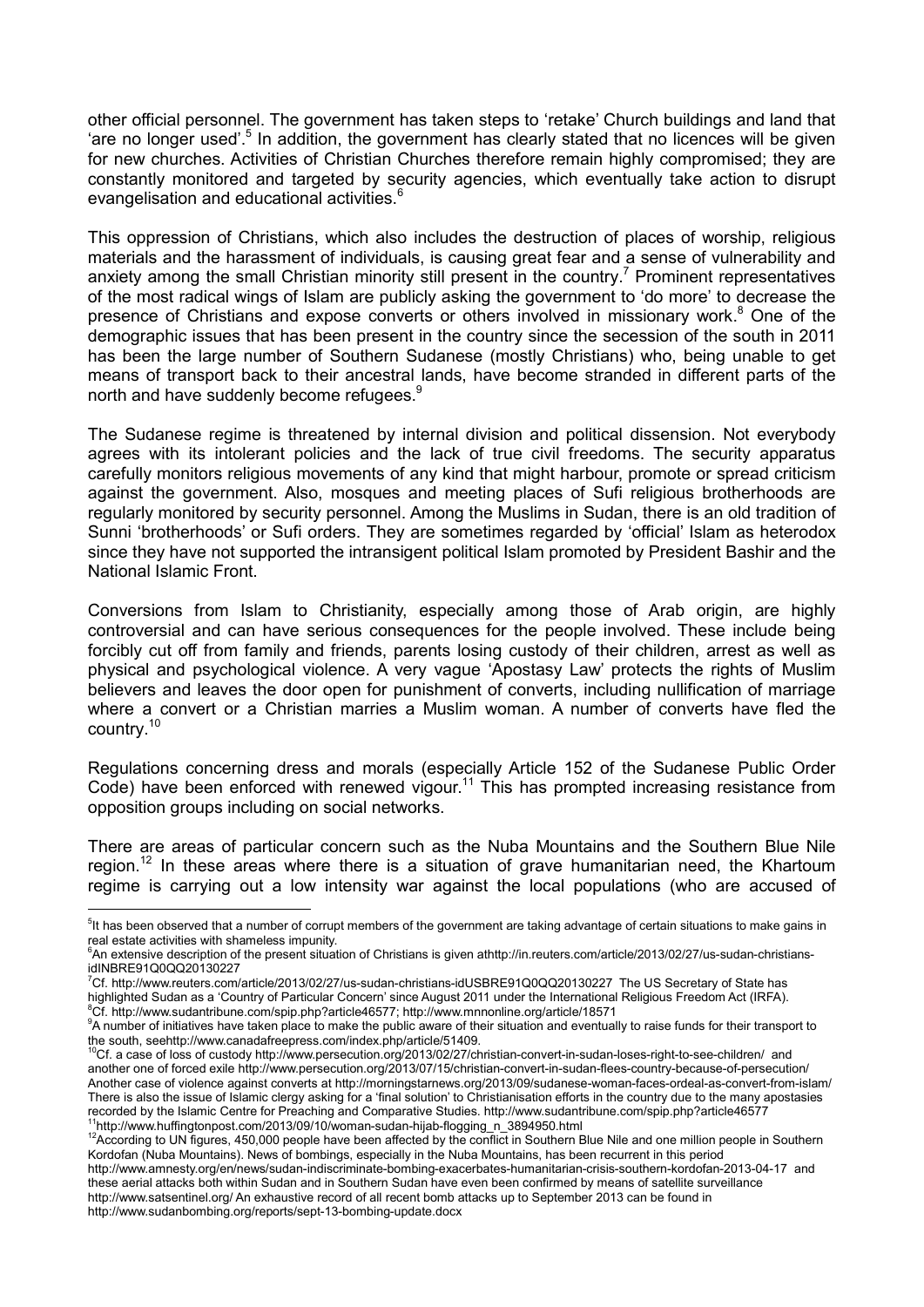other official personnel. The government has taken steps to 'retake' Church buildings and land that 'are no longer used'.[5] In addition, the government has clearly stated that no licences will be given for new churches. Activities of Christian Churches therefore remain highly compromised; they are constantly monitored and targeted by security agencies, which eventually take action to disrupt evangelisation and educational activities.[6]

This oppression of Christians, which also includes the destruction of places of worship, religious materials and the harassment of individuals, is causing great fear and a sense of vulnerability and anxiety among the small Christian minority still present in the country.[7] Prominent representatives of the most radical wings of Islam are publicly asking the government to 'do more' to decrease the presence of Christians and expose converts or others involved in missionary work.[8] One of the demographic issues that has been present in the country since the secession of the south in 2011 has been the large number of Southern Sudanese (mostly Christians) who, being unable to get means of transport back to their ancestral lands, have become stranded in different parts of the north and have suddenly become refugees.[9]

The Sudanese regime is threatened by internal division and political dissension. Not everybody agrees with its intolerant policies and the lack of true civil freedoms. The security apparatus carefully monitors religious movements of any kind that might harbour, promote or spread criticism against the government. Also, mosques and meeting places of Sufi religious brotherhoods are regularly monitored by security personnel. Among the Muslims in Sudan, there is an old tradition of Sunni 'brotherhoods' or Sufi orders. They are sometimes regarded by 'official' Islam as heterodox since they have not supported the intransigent political Islam promoted by President Bashir and the National Islamic Front.

Conversions from Islam to Christianity, especially among those of Arab origin, are highly controversial and can have serious consequences for the people involved. These include being forcibly cut off from family and friends, parents losing custody of their children, arrest as well as physical and psychological violence. A very vague 'Apostasy Law' protects the rights of Muslim believers and leaves the door open for punishment of converts, including nullification of marriage where a convert or a Christian marries a Muslim woman. A number of converts have fled the country.[10]

Regulations concerning dress and morals (especially Article 152 of the Sudanese Public Order Code) have been enforced with renewed vigour.[11] This has prompted increasing resistance from opposition groups including on social networks.

There are areas of particular concern such as the Nuba Mountains and the Southern Blue Nile region.[12] In these areas where there is a situation of grave humanitarian need, the Khartoum regime is carrying out a low intensity war against the local populations (who are accused of

---

[5] It has been observed that a number of corrupt members of the government are taking advantage of certain situations to make gains in real estate activities with shameless impunity.

[6] An extensive description of the present situation of Christians is given athttp://in.reuters.com/article/2013/02/27/us-sudan-christians-idINBRE91Q0QQ20130227

[7] Cf. http://www.reuters.com/article/2013/02/27/us-sudan-christians-idUSBRE91Q0QQ20130227 The US Secretary of State has highlighted Sudan as a 'Country of Particular Concern' since August 2011 under the International Religious Freedom Act (IRFA).

[8] Cf. http://www.sudantribune.com/spip.php?article46577; http://www.mnnonline.org/article/18571

[9] A number of initiatives have taken place to make the public aware of their situation and eventually to raise funds for their transport to the south, seehttp://www.canadafreepress.com/index.php/article/51409.

[10] Cf. a case of loss of custody http://www.persecution.org/2013/02/27/christian-convert-in-sudan-loses-right-to-see-children/ and another one of forced exile http://www.persecution.org/2013/07/15/christian-convert-in-sudan-flees-country-because-of-persecution/ Another case of violence against converts at http://morningstarnews.org/2013/09/sudanese-woman-faces-ordeal-as-convert-from-islam/ There is also the issue of Islamic clergy asking for a 'final solution' to Christianisation efforts in the country due to the many apostasies recorded by the Islamic Centre for Preaching and Comparative Studies. http://www.sudantribune.com/spip.php?article46577

[11] http://www.huffingtonpost.com/2013/09/10/woman-sudan-hijab-flogging_n_3894950.html

[12] According to UN figures, 450,000 people have been affected by the conflict in Southern Blue Nile and one million people in Southern Kordofan (Nuba Mountains). News of bombings, especially in the Nuba Mountains, has been recurrent in this period http://www.amnesty.org/en/news/sudan-indiscriminate-bombing-exacerbates-humanitarian-crisis-southern-kordofan-2013-04-17 and these aerial attacks both within Sudan and in Southern Sudan have even been confirmed by means of satellite surveillance http://www.satsentinel.org/ An exhaustive record of all recent bomb attacks up to September 2013 can be found in http://www.sudanbombing.org/reports/sept-13-bombing-update.docx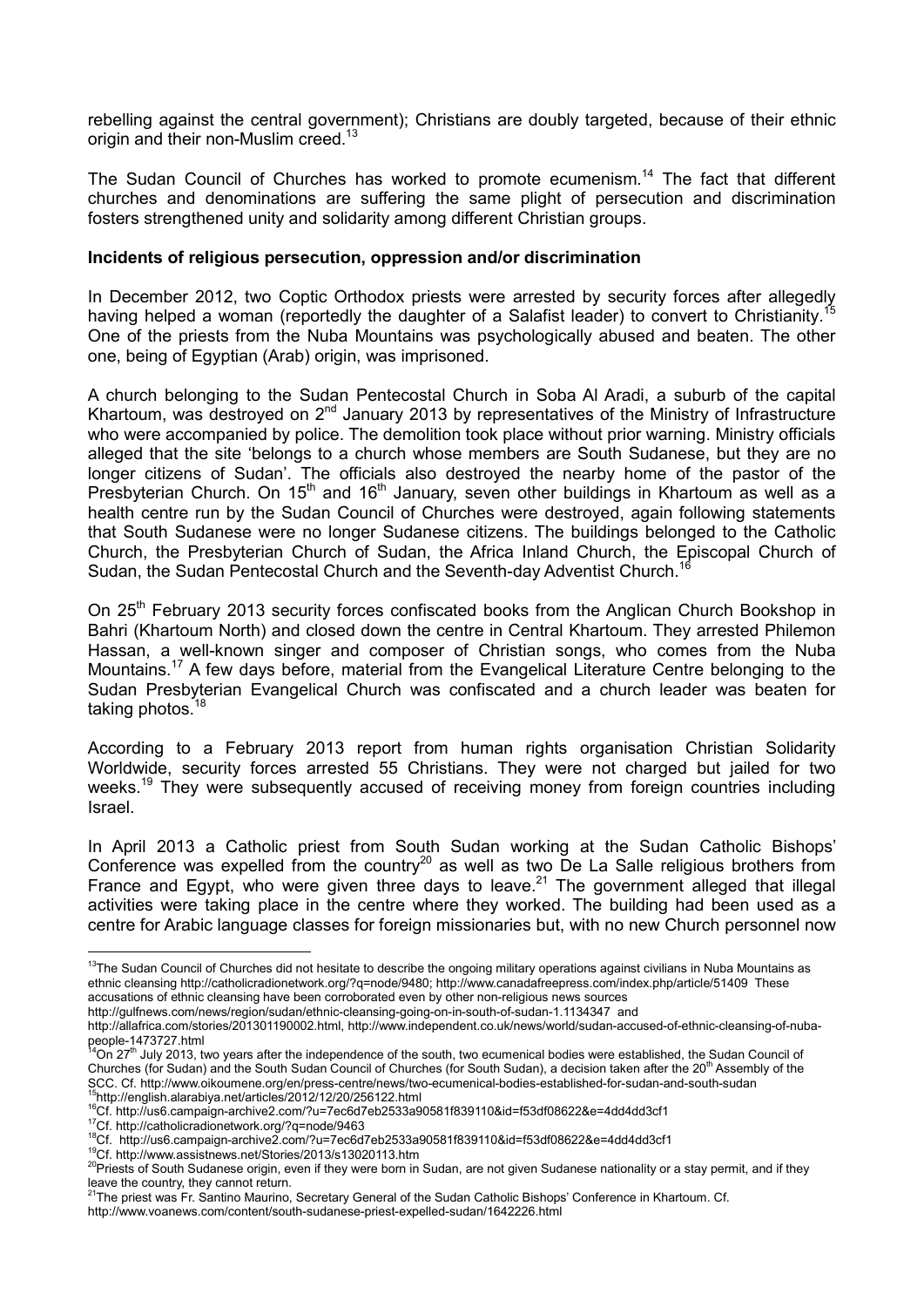rebelling against the central government); Christians are doubly targeted, because of their ethnic origin and their non-Muslim creed.[13]

The Sudan Council of Churches has worked to promote ecumenism.[14] The fact that different churches and denominations are suffering the same plight of persecution and discrimination fosters strengthened unity and solidarity among different Christian groups.

**Incidents of religious persecution, oppression and/or discrimination**

In December 2012, two Coptic Orthodox priests were arrested by security forces after allegedly having helped a woman (reportedly the daughter of a Salafist leader) to convert to Christianity.[15] One of the priests from the Nuba Mountains was psychologically abused and beaten. The other one, being of Egyptian (Arab) origin, was imprisoned.

A church belonging to the Sudan Pentecostal Church in Soba Al Aradi, a suburb of the capital Khartoum, was destroyed on 2nd January 2013 by representatives of the Ministry of Infrastructure who were accompanied by police. The demolition took place without prior warning. Ministry officials alleged that the site 'belongs to a church whose members are South Sudanese, but they are no longer citizens of Sudan'. The officials also destroyed the nearby home of the pastor of the Presbyterian Church. On 15th and 16th January, seven other buildings in Khartoum as well as a health centre run by the Sudan Council of Churches were destroyed, again following statements that South Sudanese were no longer Sudanese citizens. The buildings belonged to the Catholic Church, the Presbyterian Church of Sudan, the Africa Inland Church, the Episcopal Church of Sudan, the Sudan Pentecostal Church and the Seventh-day Adventist Church.[16]

On 25th February 2013 security forces confiscated books from the Anglican Church Bookshop in Bahri (Khartoum North) and closed down the centre in Central Khartoum. They arrested Philemon Hassan, a well-known singer and composer of Christian songs, who comes from the Nuba Mountains.[17] A few days before, material from the Evangelical Literature Centre belonging to the Sudan Presbyterian Evangelical Church was confiscated and a church leader was beaten for taking photos.[18]

According to a February 2013 report from human rights organisation Christian Solidarity Worldwide, security forces arrested 55 Christians. They were not charged but jailed for two weeks.[19] They were subsequently accused of receiving money from foreign countries including Israel.

In April 2013 a Catholic priest from South Sudan working at the Sudan Catholic Bishops' Conference was expelled from the country[20] as well as two De La Salle religious brothers from France and Egypt, who were given three days to leave.[21] The government alleged that illegal activities were taking place in the centre where they worked. The building had been used as a centre for Arabic language classes for foreign missionaries but, with no new Church personnel now

---

[13] The Sudan Council of Churches did not hesitate to describe the ongoing military operations against civilians in Nuba Mountains as ethnic cleansing http://catholicradionetwork.org/?q=node/9480; http://www.canadafreepress.com/index.php/article/51409 These accusations of ethnic cleansing have been corroborated even by other non-religious news sources http://gulfnews.com/news/region/sudan/ethnic-cleansing-going-on-in-south-of-sudan-1.1134347 and http://allafrica.com/stories/201301190002.html, http://www.independent.co.uk/news/world/sudan-accused-of-ethnic-cleansing-of-nuba-people-1473727.html

[14] On 27th July 2013, two years after the independence of the south, two ecumenical bodies were established, the Sudan Council of Churches (for Sudan) and the South Sudan Council of Churches (for South Sudan), a decision taken after the 20th Assembly of the SCC. Cf. http://www.oikoumene.org/en/press-centre/news/two-ecumenical-bodies-established-for-sudan-and-south-sudan

[15] http://english.alarabiya.net/articles/2012/12/20/256122.html

[16] Cf. http://us6.campaign-archive2.com/?u=7ec6d7eb2533a90581f839110&id=f53df08622&e=4dd4dd3cf1

[17] Cf. http://catholicradionetwork.org/?q=node/9463

[18] Cf. http://us6.campaign-archive2.com/?u=7ec6d7eb2533a90581f839110&id=f53df08622&e=4dd4dd3cf1

[19] Cf. http://www.assistnews.net/Stories/2013/s13020113.htm

[20] Priests of South Sudanese origin, even if they were born in Sudan, are not given Sudanese nationality or a stay permit, and if they leave the country, they cannot return.

[21] The priest was Fr. Santino Maurino, Secretary General of the Sudan Catholic Bishops' Conference in Khartoum. Cf. http://www.voanews.com/content/south-sudanese-priest-expelled-sudan/1642226.html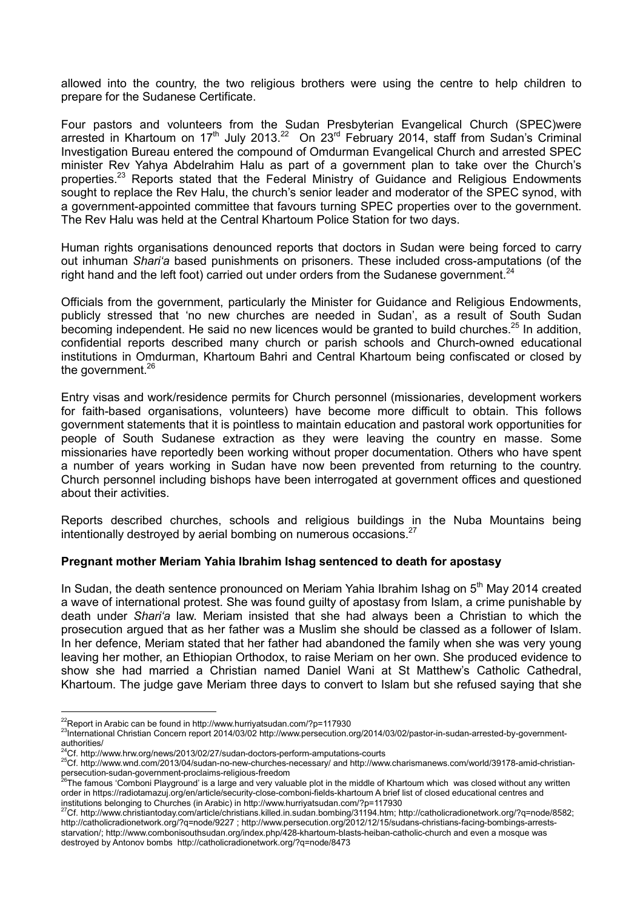allowed into the country, the two religious brothers were using the centre to help children to prepare for the Sudanese Certificate.

Four pastors and volunteers from the Sudan Presbyterian Evangelical Church (SPEC)were arrested in Khartoum on 17th July 2013.[22] On 23rd February 2014, staff from Sudan's Criminal Investigation Bureau entered the compound of Omdurman Evangelical Church and arrested SPEC minister Rev Yahya Abdelrahim Halu as part of a government plan to take over the Church's properties.[23] Reports stated that the Federal Ministry of Guidance and Religious Endowments sought to replace the Rev Halu, the church's senior leader and moderator of the SPEC synod, with a government-appointed committee that favours turning SPEC properties over to the government. The Rev Halu was held at the Central Khartoum Police Station for two days.

Human rights organisations denounced reports that doctors in Sudan were being forced to carry out inhuman *Shari'a* based punishments on prisoners. These included cross-amputations (of the right hand and the left foot) carried out under orders from the Sudanese government.[24]

Officials from the government, particularly the Minister for Guidance and Religious Endowments, publicly stressed that 'no new churches are needed in Sudan', as a result of South Sudan becoming independent. He said no new licences would be granted to build churches.[25] In addition, confidential reports described many church or parish schools and Church-owned educational institutions in Omdurman, Khartoum Bahri and Central Khartoum being confiscated or closed by the government.[26]

Entry visas and work/residence permits for Church personnel (missionaries, development workers for faith-based organisations, volunteers) have become more difficult to obtain. This follows government statements that it is pointless to maintain education and pastoral work opportunities for people of South Sudanese extraction as they were leaving the country en masse. Some missionaries have reportedly been working without proper documentation. Others who have spent a number of years working in Sudan have now been prevented from returning to the country. Church personnel including bishops have been interrogated at government offices and questioned about their activities.

Reports described churches, schools and religious buildings in the Nuba Mountains being intentionally destroyed by aerial bombing on numerous occasions.[27]

**Pregnant mother Meriam Yahia Ibrahim Ishag sentenced to death for apostasy**

In Sudan, the death sentence pronounced on Meriam Yahia Ibrahim Ishag on 5th May 2014 created a wave of international protest. She was found guilty of apostasy from Islam, a crime punishable by death under *Shari'a* law. Meriam insisted that she had always been a Christian to which the prosecution argued that as her father was a Muslim she should be classed as a follower of Islam. In her defence, Meriam stated that her father had abandoned the family when she was very young leaving her mother, an Ethiopian Orthodox, to raise Meriam on her own. She produced evidence to show she had married a Christian named Daniel Wani at St Matthew's Catholic Cathedral, Khartoum. The judge gave Meriam three days to convert to Islam but she refused saying that she

---

[22] Report in Arabic can be found in http://www.hurriyatsudan.com/?p=117930

[23] International Christian Concern report 2014/03/02 http://www.persecution.org/2014/03/02/pastor-in-sudan-arrested-by-government-authorities/

[24] Cf. http://www.hrw.org/news/2013/02/27/sudan-doctors-perform-amputations-courts

[25] Cf. http://www.wnd.com/2013/04/sudan-no-new-churches-necessary/ and http://www.charismanews.com/world/39178-amid-christian-persecution-sudan-government-proclaims-religious-freedom

[26] The famous 'Comboni Playground' is a large and very valuable plot in the middle of Khartoum which was closed without any written order in https://radiotamazuj.org/en/article/security-close-comboni-fields-khartoum A brief list of closed educational centres and institutions belonging to Churches (in Arabic) in http://www.hurriyatsudan.com/?p=117930

[27] Cf. http://www.christiantoday.com/article/christians.killed.in.sudan.bombing/31194.htm; http://catholicradionetwork.org/?q=node/8582; http://catholicradionetwork.org/?q=node/9227 ; http://www.persecution.org/2012/12/15/sudans-christians-facing-bombings-arrests-starvation/; http://www.combonisouthsudan.org/index.php/428-khartoum-blasts-heiban-catholic-church and even a mosque was destroyed by Antonov bombs http://catholicradionetwork.org/?q=node/8473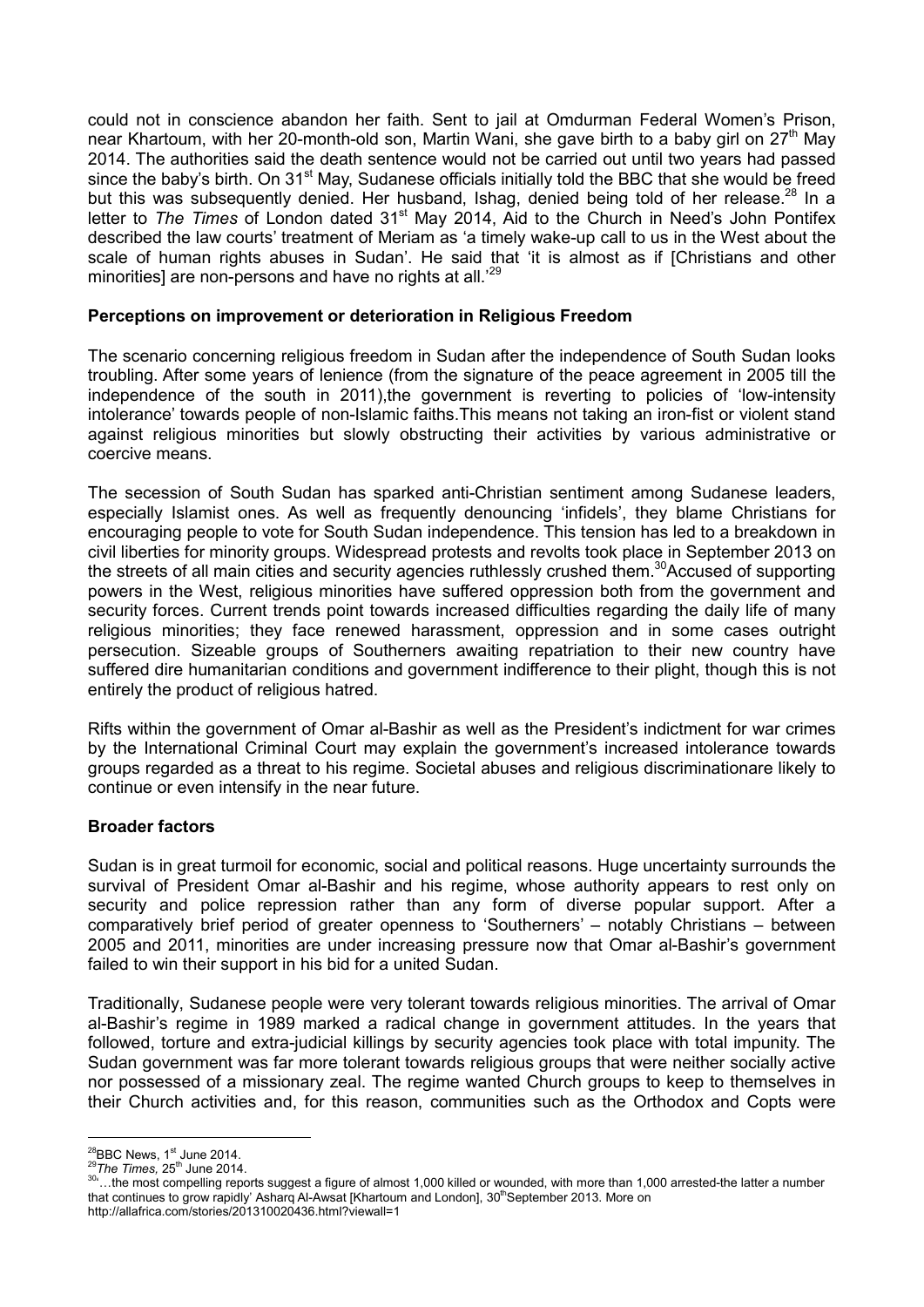could not in conscience abandon her faith. Sent to jail at Omdurman Federal Women's Prison, near Khartoum, with her 20-month-old son, Martin Wani, she gave birth to a baby girl on 27th May 2014. The authorities said the death sentence would not be carried out until two years had passed since the baby's birth. On 31st May, Sudanese officials initially told the BBC that she would be freed but this was subsequently denied. Her husband, Ishag, denied being told of her release.[28] In a letter to *The Times* of London dated 31st May 2014, Aid to the Church in Need's John Pontifex described the law courts' treatment of Meriam as 'a timely wake-up call to us in the West about the scale of human rights abuses in Sudan'. He said that 'it is almost as if [Christians and other minorities] are non-persons and have no rights at all.'[29]

**Perceptions on improvement or deterioration in Religious Freedom**

The scenario concerning religious freedom in Sudan after the independence of South Sudan looks troubling. After some years of lenience (from the signature of the peace agreement in 2005 till the independence of the south in 2011),the government is reverting to policies of 'low-intensity intolerance' towards people of non-Islamic faiths.This means not taking an iron-fist or violent stand against religious minorities but slowly obstructing their activities by various administrative or coercive means.

The secession of South Sudan has sparked anti-Christian sentiment among Sudanese leaders, especially Islamist ones. As well as frequently denouncing 'infidels', they blame Christians for encouraging people to vote for South Sudan independence. This tension has led to a breakdown in civil liberties for minority groups. Widespread protests and revolts took place in September 2013 on the streets of all main cities and security agencies ruthlessly crushed them.[30]Accused of supporting powers in the West, religious minorities have suffered oppression both from the government and security forces. Current trends point towards increased difficulties regarding the daily life of many religious minorities; they face renewed harassment, oppression and in some cases outright persecution. Sizeable groups of Southerners awaiting repatriation to their new country have suffered dire humanitarian conditions and government indifference to their plight, though this is not entirely the product of religious hatred.

Rifts within the government of Omar al-Bashir as well as the President's indictment for war crimes by the International Criminal Court may explain the government's increased intolerance towards groups regarded as a threat to his regime. Societal abuses and religious discriminationare likely to continue or even intensify in the near future.

**Broader factors**

Sudan is in great turmoil for economic, social and political reasons. Huge uncertainty surrounds the survival of President Omar al-Bashir and his regime, whose authority appears to rest only on security and police repression rather than any form of diverse popular support. After a comparatively brief period of greater openness to 'Southerners' – notably Christians – between 2005 and 2011, minorities are under increasing pressure now that Omar al-Bashir's government failed to win their support in his bid for a united Sudan.

Traditionally, Sudanese people were very tolerant towards religious minorities. The arrival of Omar al-Bashir's regime in 1989 marked a radical change in government attitudes. In the years that followed, torture and extra-judicial killings by security agencies took place with total impunity. The Sudan government was far more tolerant towards religious groups that were neither socially active nor possessed of a missionary zeal. The regime wanted Church groups to keep to themselves in their Church activities and, for this reason, communities such as the Orthodox and Copts were

---

[28]BBC News, 1st June 2014.

[29]*The Times,* 25th June 2014.

[30]'…the most compelling reports suggest a figure of almost 1,000 killed or wounded, with more than 1,000 arrested-the latter a number that continues to grow rapidly' Asharq Al-Awsat [Khartoum and London], 30thSeptember 2013. More on http://allafrica.com/stories/201310020436.html?viewall=1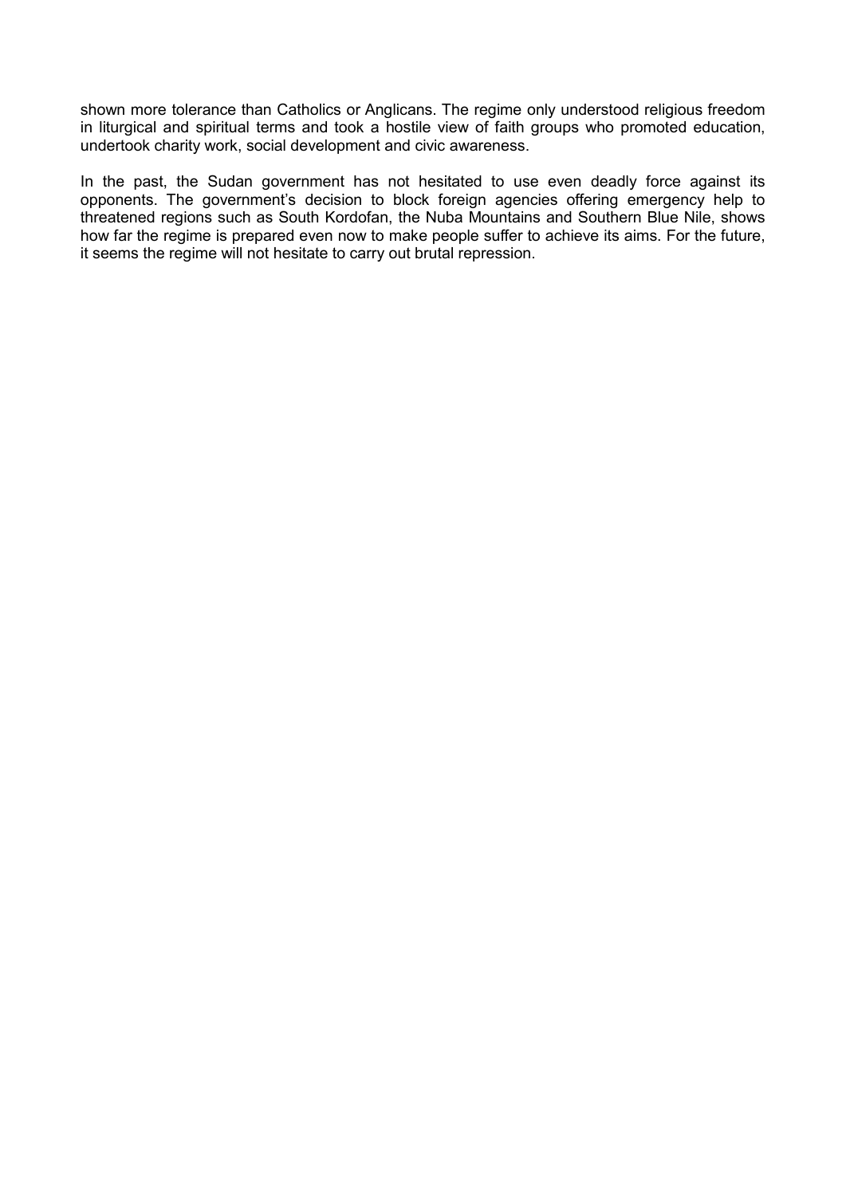shown more tolerance than Catholics or Anglicans. The regime only understood religious freedom in liturgical and spiritual terms and took a hostile view of faith groups who promoted education, undertook charity work, social development and civic awareness.

In the past, the Sudan government has not hesitated to use even deadly force against its opponents. The government's decision to block foreign agencies offering emergency help to threatened regions such as South Kordofan, the Nuba Mountains and Southern Blue Nile, shows how far the regime is prepared even now to make people suffer to achieve its aims. For the future, it seems the regime will not hesitate to carry out brutal repression.